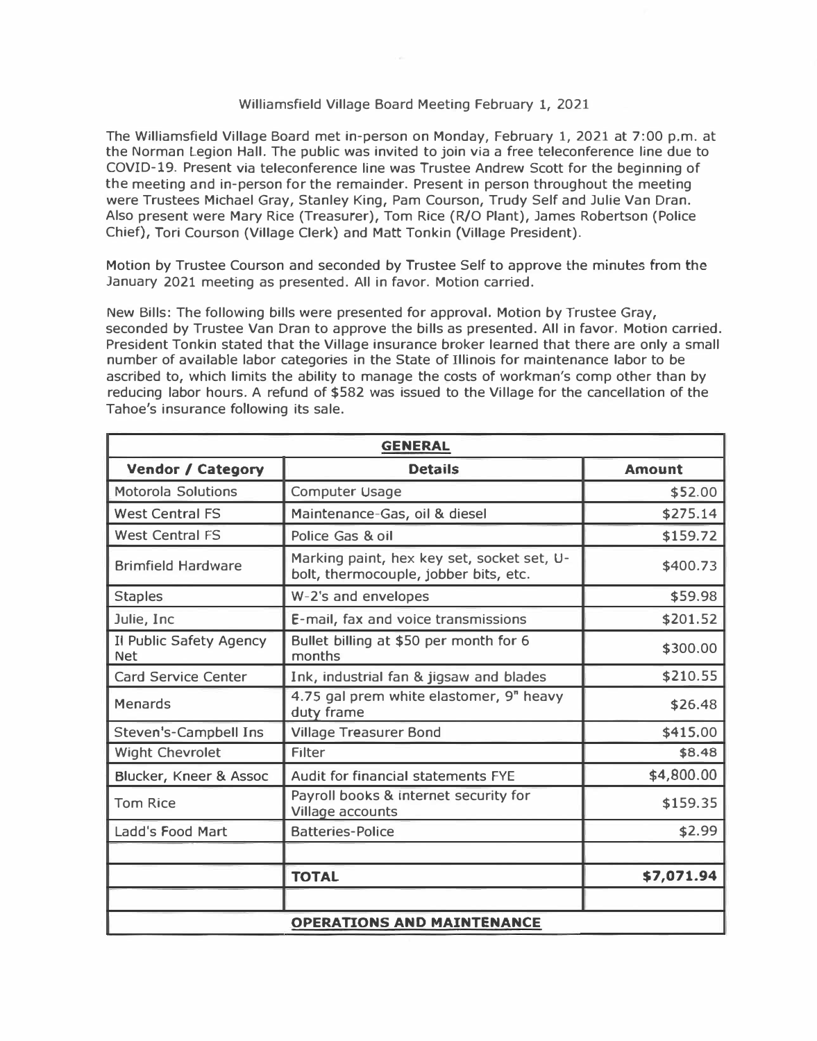# Williamsfield Village Board Meeting February 1, 2021

The Williamsfield Village Board met in-person on Monday, February 1, 2021 at 7:00 p.m. at the Norman Legion Hall. The public was invited to join via a free teleconference line due to COVID-19. Present via teleconference line was Trustee Andrew Scott for the beginning of the meeting and in-person for the remainder. Present in person throughout the meeting were Trustees Michael Gray, Stanley King, Pam Courson, Trudy Self and Julie Van Dran. Also present were Mary Rice (Treasurer), Tom Rice (R/O Plant), James Robertson (Police Chief), Tori Courson (Village Clerk) and Matt Tonkin (Village President).

Motion by Trustee Courson and seconded by Trustee Self to approve the minutes from the January 2021 meeting as presented. All in favor. Motion carried.

New Bills: The following bills were presented for approval. Motion by Trustee Gray, seconded by Trustee Van Dran to approve the bills as presented. All in favor. Motion carried. President Tonkin stated that the Village insurance broker learned that there are only a small number of available labor categories in the State of Illinois for maintenance labor to be ascribed to, which limits the ability to manage the costs of workman's comp other than by reducing labor hours. A refund of $582 was issued to the Village for the cancellation of the Tahoe's insurance following its sale.

| **GENERAL** | | |
|---|---|---|
| **Vendor / Category** | **Details** | **Amount** |
| Motorola Solutions | Computer Usage | $52.00 |
| West Central FS | Maintenance-Gas, oil & diesel | $275.14 |
| West Central FS | Police Gas & oil | $159.72 |
| Brimfield Hardware | Marking paint, hex key set, socket set, U-bolt, thermocouple, jobber bits, etc. | $400.73 |
| Staples | W-2's and envelopes | $59.98 |
| Julie, Inc | E-mail, fax and voice transmissions | $201.52 |
| Il Public Safety Agency Net | Bullet billing at $50 per month for 6 months | $300.00 |
| Card Service Center | Ink, industrial fan & jigsaw and blades | $210.55 |
| Menards | 4.75 gal prem white elastomer, 9" heavy duty frame | $26.48 |
| Steven's-Campbell Ins | Village Treasurer Bond | $415.00 |
| Wight Chevrolet | Filter | $8.48 |
| Blucker, Kneer & Assoc | Audit for financial statements FYE | $4,800.00 |
| Tom Rice | Payroll books & internet security for Village accounts | $159.35 |
| Ladd's Food Mart | Batteries-Police | $2.99 |
| | | |
| | **TOTAL** | **$7,071.94** |
| | | |
| **OPERATIONS AND MAINTENANCE** | | |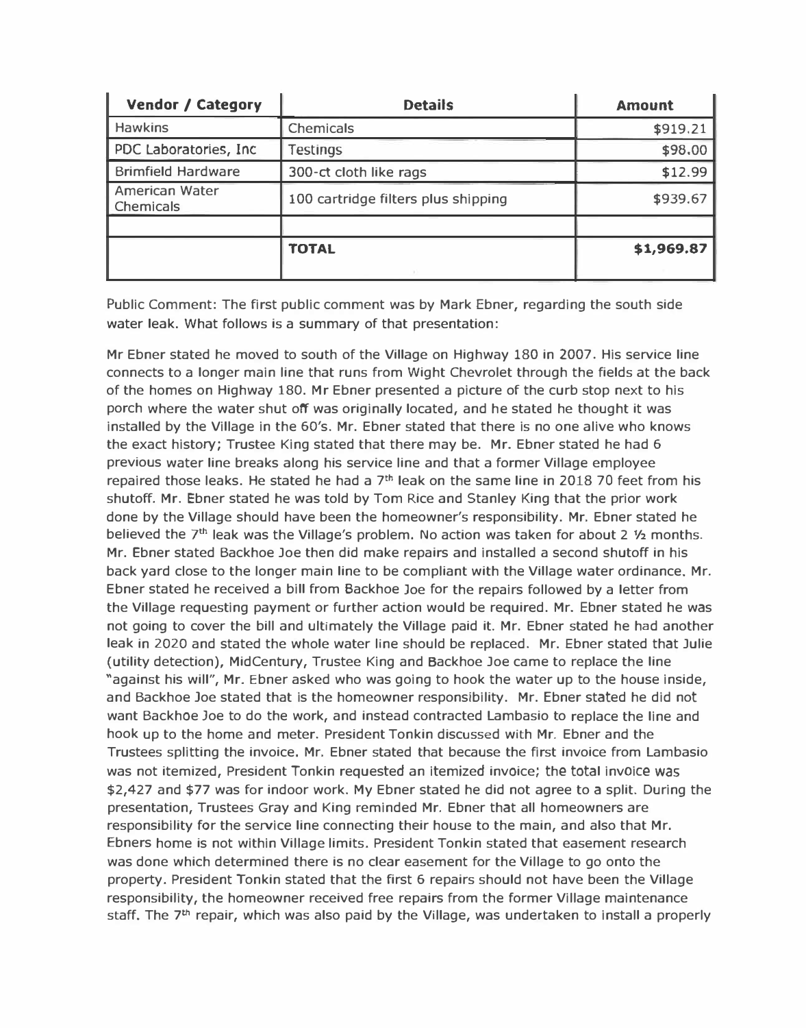| Vendor / Category | Details | Amount |
|---|---|---|
| Hawkins | Chemicals | $919.21 |
| PDC Laboratories, Inc | Testings | $98.00 |
| Brimfield Hardware | 300-ct cloth like rags | $12.99 |
| American Water Chemicals | 100 cartridge filters plus shipping | $939.67 |
| | | |
| | **TOTAL** | **$1,969.87** |

Public Comment: The first public comment was by Mark Ebner, regarding the south side water leak. What follows is a summary of that presentation:

Mr Ebner stated he moved to south of the Village on Highway 180 in 2007. His service line connects to a longer main line that runs from Wight Chevrolet through the fields at the back of the homes on Highway 180. Mr Ebner presented a picture of the curb stop next to his porch where the water shut off was originally located, and he stated he thought it was installed by the Village in the 60's. Mr. Ebner stated that there is no one alive who knows the exact history; Trustee King stated that there may be. Mr. Ebner stated he had 6 previous water line breaks along his service line and that a former Village employee repaired those leaks. He stated he had a 7th leak on the same line in 2018 70 feet from his shutoff. Mr. Ebner stated he was told by Tom Rice and Stanley King that the prior work done by the Village should have been the homeowner's responsibility. Mr. Ebner stated he believed the 7th leak was the Village's problem. No action was taken for about 2 ½ months. Mr. Ebner stated Backhoe Joe then did make repairs and installed a second shutoff in his back yard close to the longer main line to be compliant with the Village water ordinance. Mr. Ebner stated he received a bill from Backhoe Joe for the repairs followed by a letter from the Village requesting payment or further action would be required. Mr. Ebner stated he was not going to cover the bill and ultimately the Village paid it. Mr. Ebner stated he had another leak in 2020 and stated the whole water line should be replaced. Mr. Ebner stated that Julie (utility detection), MidCentury, Trustee King and Backhoe Joe came to replace the line "against his will", Mr. Ebner asked who was going to hook the water up to the house inside, and Backhoe Joe stated that is the homeowner responsibility. Mr. Ebner stated he did not want Backhoe Joe to do the work, and instead contracted Lambasio to replace the line and hook up to the home and meter. President Tonkin discussed with Mr. Ebner and the Trustees splitting the invoice. Mr. Ebner stated that because the first invoice from Lambasio was not itemized, President Tonkin requested an itemized invoice; the total invoice was $2,427 and $77 was for indoor work. My Ebner stated he did not agree to a split. During the presentation, Trustees Gray and King reminded Mr. Ebner that all homeowners are responsibility for the service line connecting their house to the main, and also that Mr. Ebners home is not within Village limits. President Tonkin stated that easement research was done which determined there is no clear easement for the Village to go onto the property. President Tonkin stated that the first 6 repairs should not have been the Village responsibility, the homeowner received free repairs from the former Village maintenance staff. The 7th repair, which was also paid by the Village, was undertaken to install a properly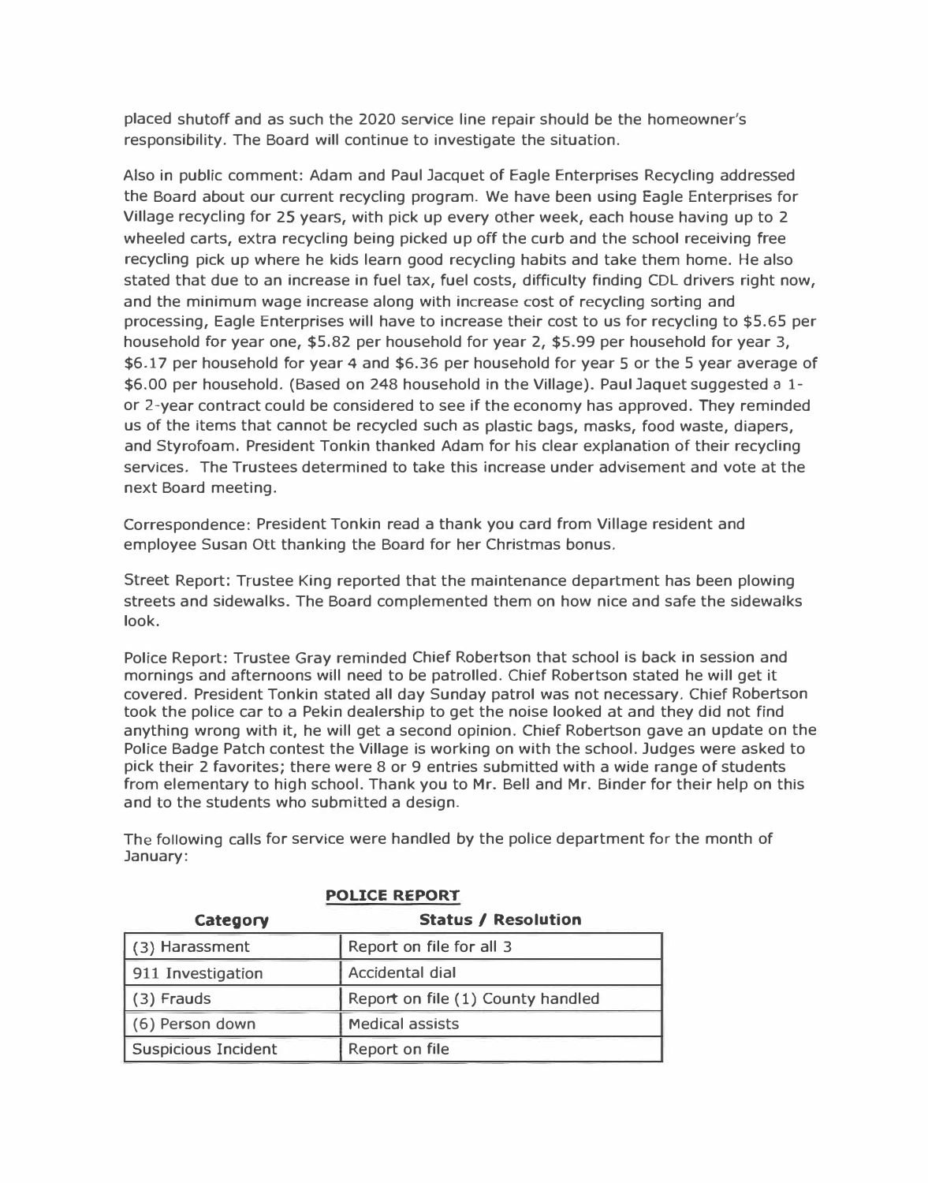placed shutoff and as such the 2020 service line repair should be the homeowner's responsibility. The Board will continue to investigate the situation.

Also in public comment: Adam and Paul Jacquet of Eagle Enterprises Recycling addressed the Board about our current recycling program. We have been using Eagle Enterprises for Village recycling for 25 years, with pick up every other week, each house having up to 2 wheeled carts, extra recycling being picked up off the curb and the school receiving free recycling pick up where he kids learn good recycling habits and take them home. He also stated that due to an increase in fuel tax, fuel costs, difficulty finding CDL drivers right now, and the minimum wage increase along with increase cost of recycling sorting and processing, Eagle Enterprises will have to increase their cost to us for recycling to $5.65 per household for year one, $5.82 per household for year 2, $5.99 per household for year 3, $6.17 per household for year 4 and $6.36 per household for year 5 or the 5 year average of $6.00 per household. (Based on 248 household in the Village). Paul Jaquet suggested a 1- or 2-year contract could be considered to see if the economy has approved. They reminded us of the items that cannot be recycled such as plastic bags, masks, food waste, diapers, and Styrofoam. President Tonkin thanked Adam for his clear explanation of their recycling services. The Trustees determined to take this increase under advisement and vote at the next Board meeting.

Correspondence: President Tonkin read a thank you card from Village resident and employee Susan Ott thanking the Board for her Christmas bonus.

Street Report: Trustee King reported that the maintenance department has been plowing streets and sidewalks. The Board complemented them on how nice and safe the sidewalks look.

Police Report: Trustee Gray reminded Chief Robertson that school is back in session and mornings and afternoons will need to be patrolled. Chief Robertson stated he will get it covered. President Tonkin stated all day Sunday patrol was not necessary. Chief Robertson took the police car to a Pekin dealership to get the noise looked at and they did not find anything wrong with it, he will get a second opinion. Chief Robertson gave an update on the Police Badge Patch contest the Village is working on with the school. Judges were asked to pick their 2 favorites; there were 8 or 9 entries submitted with a wide range of students from elementary to high school. Thank you to Mr. Bell and Mr. Binder for their help on this and to the students who submitted a design.

The following calls for service were handled by the police department for the month of January:

**POLICE REPORT**

| Category | Status / Resolution |
|---|---|
| (3) Harassment | Report on file for all 3 |
| 911 Investigation | Accidental dial |
| (3) Frauds | Report on file (1) County handled |
| (6) Person down | Medical assists |
| Suspicious Incident | Report on file |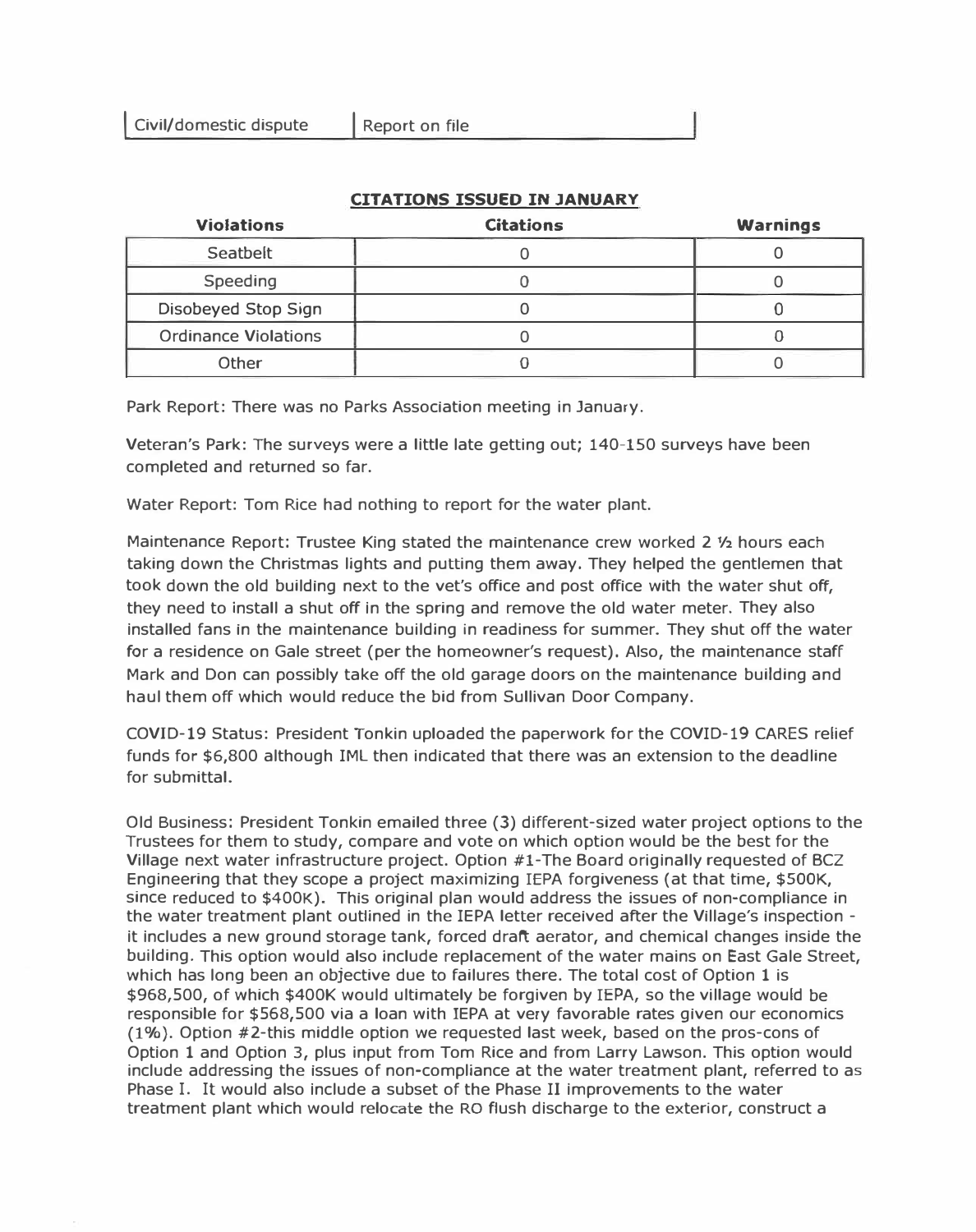| Civil/domestic dispute | Report on file |
|---|---|

**CITATIONS ISSUED IN JANUARY**

| Violations | Citations | Warnings |
|---|---|---|
| Seatbelt | 0 | 0 |
| Speeding | 0 | 0 |
| Disobeyed Stop Sign | 0 | 0 |
| Ordinance Violations | 0 | 0 |
| Other | 0 | 0 |

Park Report: There was no Parks Association meeting in January.

Veteran's Park: The surveys were a little late getting out; 140-150 surveys have been completed and returned so far.

Water Report: Tom Rice had nothing to report for the water plant.

Maintenance Report: Trustee King stated the maintenance crew worked 2 ½ hours each taking down the Christmas lights and putting them away. They helped the gentlemen that took down the old building next to the vet's office and post office with the water shut off, they need to install a shut off in the spring and remove the old water meter. They also installed fans in the maintenance building in readiness for summer. They shut off the water for a residence on Gale street (per the homeowner's request). Also, the maintenance staff Mark and Don can possibly take off the old garage doors on the maintenance building and haul them off which would reduce the bid from Sullivan Door Company.

COVID-19 Status: President Tonkin uploaded the paperwork for the COVID-19 CARES relief funds for $6,800 although IML then indicated that there was an extension to the deadline for submittal.

Old Business: President Tonkin emailed three (3) different-sized water project options to the Trustees for them to study, compare and vote on which option would be the best for the Village next water infrastructure project. Option #1-The Board originally requested of BCZ Engineering that they scope a project maximizing IEPA forgiveness (at that time, $500K, since reduced to $400K). This original plan would address the issues of non-compliance in the water treatment plant outlined in the IEPA letter received after the Village's inspection - it includes a new ground storage tank, forced draft aerator, and chemical changes inside the building. This option would also include replacement of the water mains on East Gale Street, which has long been an objective due to failures there. The total cost of Option 1 is $968,500, of which $400K would ultimately be forgiven by IEPA, so the village would be responsible for $568,500 via a loan with IEPA at very favorable rates given our economics (1%). Option #2-this middle option we requested last week, based on the pros-cons of Option 1 and Option 3, plus input from Tom Rice and from Larry Lawson. This option would include addressing the issues of non-compliance at the water treatment plant, referred to as Phase I. It would also include a subset of the Phase II improvements to the water treatment plant which would relocate the RO flush discharge to the exterior, construct a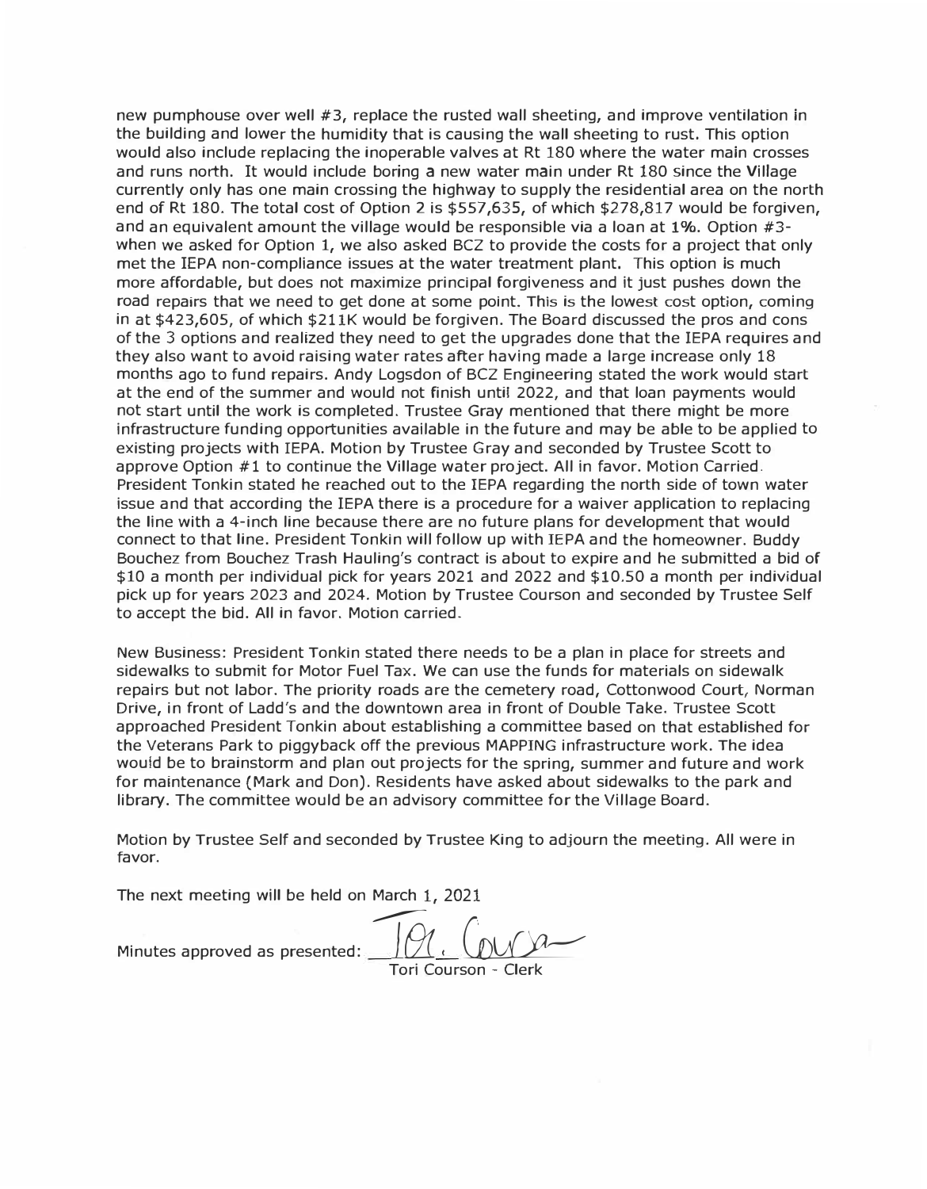new pumphouse over well #3, replace the rusted wall sheeting, and improve ventilation in the building and lower the humidity that is causing the wall sheeting to rust. This option would also include replacing the inoperable valves at Rt 180 where the water main crosses and runs north. It would include boring a new water main under Rt 180 since the Village currently only has one main crossing the highway to supply the residential area on the north end of Rt 180. The total cost of Option 2 is $557,635, of which $278,817 would be forgiven, and an equivalent amount the village would be responsible via a loan at 1%. Option #3- when we asked for Option 1, we also asked BCZ to provide the costs for a project that only met the IEPA non-compliance issues at the water treatment plant. This option is much more affordable, but does not maximize principal forgiveness and it just pushes down the road repairs that we need to get done at some point. This is the lowest cost option, coming in at $423,605, of which $211K would be forgiven. The Board discussed the pros and cons of the 3 options and realized they need to get the upgrades done that the IEPA requires and they also want to avoid raising water rates after having made a large increase only 18 months ago to fund repairs. Andy Logsdon of BCZ Engineering stated the work would start at the end of the summer and would not finish until 2022, and that loan payments would not start until the work is completed. Trustee Gray mentioned that there might be more infrastructure funding opportunities available in the future and may be able to be applied to existing projects with IEPA. Motion by Trustee Gray and seconded by Trustee Scott to approve Option #1 to continue the Village water project. All in favor. Motion Carried. President Tonkin stated he reached out to the IEPA regarding the north side of town water issue and that according the IEPA there is a procedure for a waiver application to replacing the line with a 4-inch line because there are no future plans for development that would connect to that line. President Tonkin will follow up with IEPA and the homeowner. Buddy Bouchez from Bouchez Trash Hauling's contract is about to expire and he submitted a bid of $10 a month per individual pick for years 2021 and 2022 and $10.50 a month per individual pick up for years 2023 and 2024. Motion by Trustee Courson and seconded by Trustee Self to accept the bid. All in favor. Motion carried.

New Business: President Tonkin stated there needs to be a plan in place for streets and sidewalks to submit for Motor Fuel Tax. We can use the funds for materials on sidewalk repairs but not labor. The priority roads are the cemetery road, Cottonwood Court, Norman Drive, in front of Ladd's and the downtown area in front of Double Take. Trustee Scott approached President Tonkin about establishing a committee based on that established for the Veterans Park to piggyback off the previous MAPPING infrastructure work. The idea would be to brainstorm and plan out projects for the spring, summer and future and work for maintenance (Mark and Don). Residents have asked about sidewalks to the park and library. The committee would be an advisory committee for the Village Board.

Motion by Trustee Self and seconded by Trustee King to adjourn the meeting. All were in favor.

The next meeting will be held on March 1, 2021

Minutes approved as presented: Tori Courson

Tori Courson - Clerk